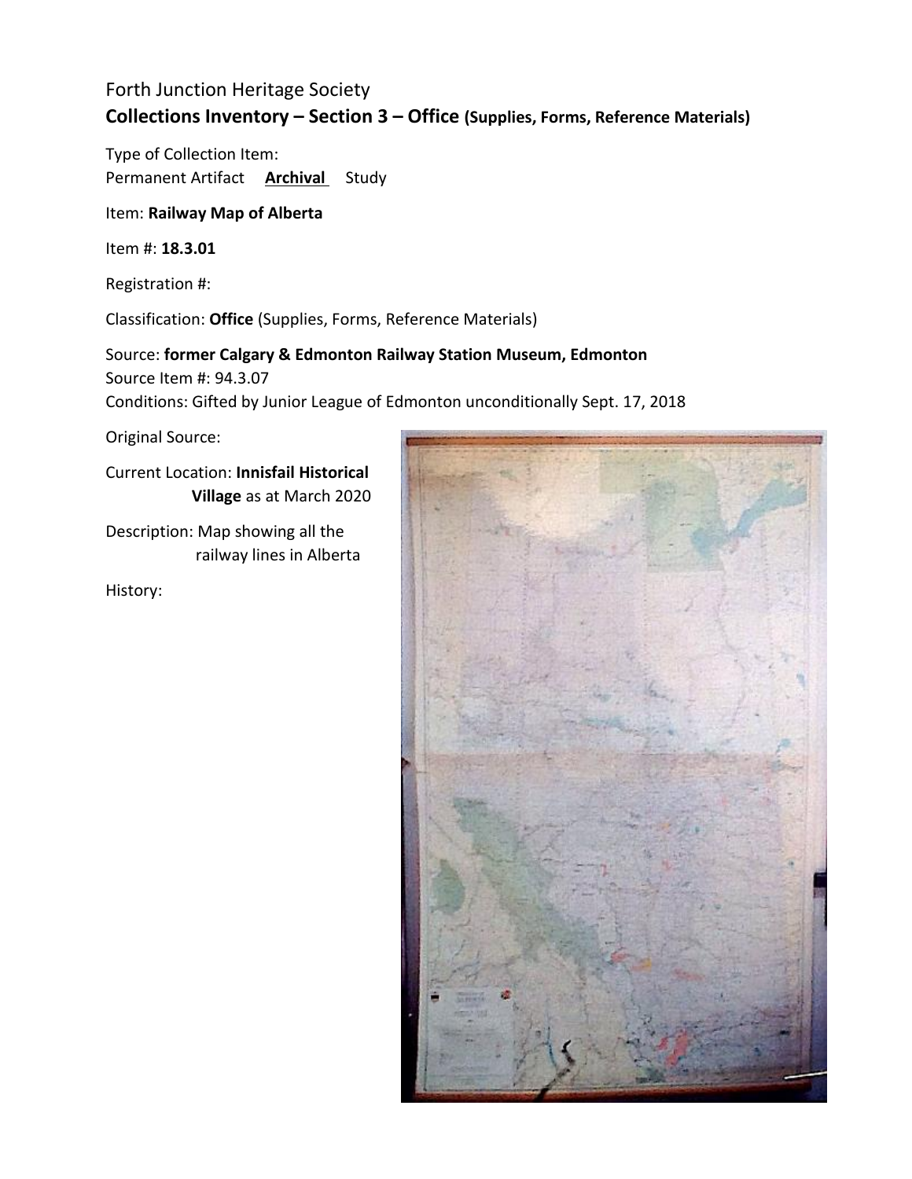Forth Junction Heritage Society

**Collections Inventory – Section 3 – Office (Supplies, Forms, Reference Materials)**

Type of Collection Item:
Permanent Artifact **Archival** Study

Item: **Railway Map of Alberta**

Item #: **18.3.01**

Registration #:

Classification: **Office** (Supplies, Forms, Reference Materials)

Source: **former Calgary & Edmonton Railway Station Museum, Edmonton**
Source Item #: 94.3.07
Conditions: Gifted by Junior League of Edmonton unconditionally Sept. 17, 2018

Original Source:

Current Location: **Innisfail Historical Village** as at March 2020

Description: Map showing all the railway lines in Alberta

History: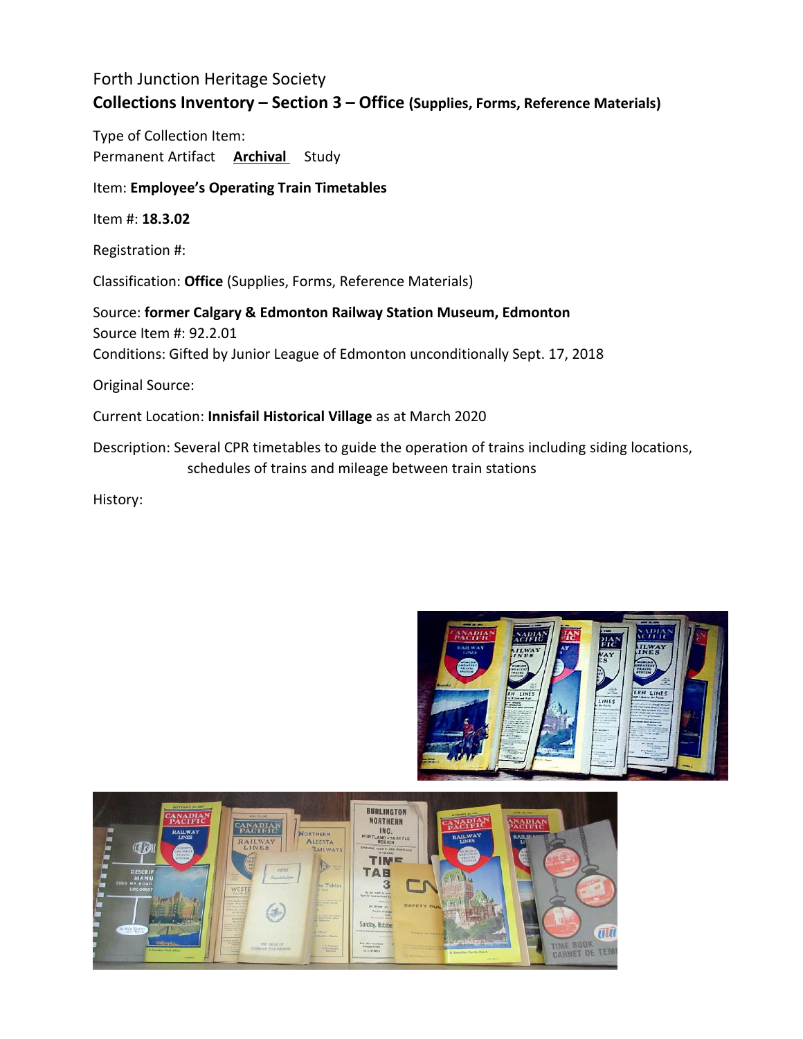Forth Junction Heritage Society

## Collections Inventory – Section 3 – Office (Supplies, Forms, Reference Materials)

Type of Collection Item:
Permanent Artifact **Archival** Study

Item: **Employee's Operating Train Timetables**

Item #: **18.3.02**

Registration #:

Classification: **Office** (Supplies, Forms, Reference Materials)

Source: **former Calgary & Edmonton Railway Station Museum, Edmonton**
Source Item #: 92.2.01
Conditions: Gifted by Junior League of Edmonton unconditionally Sept. 17, 2018

Original Source:

Current Location: **Innisfail Historical Village** as at March 2020

Description: Several CPR timetables to guide the operation of trains including siding locations, schedules of trains and mileage between train stations

History: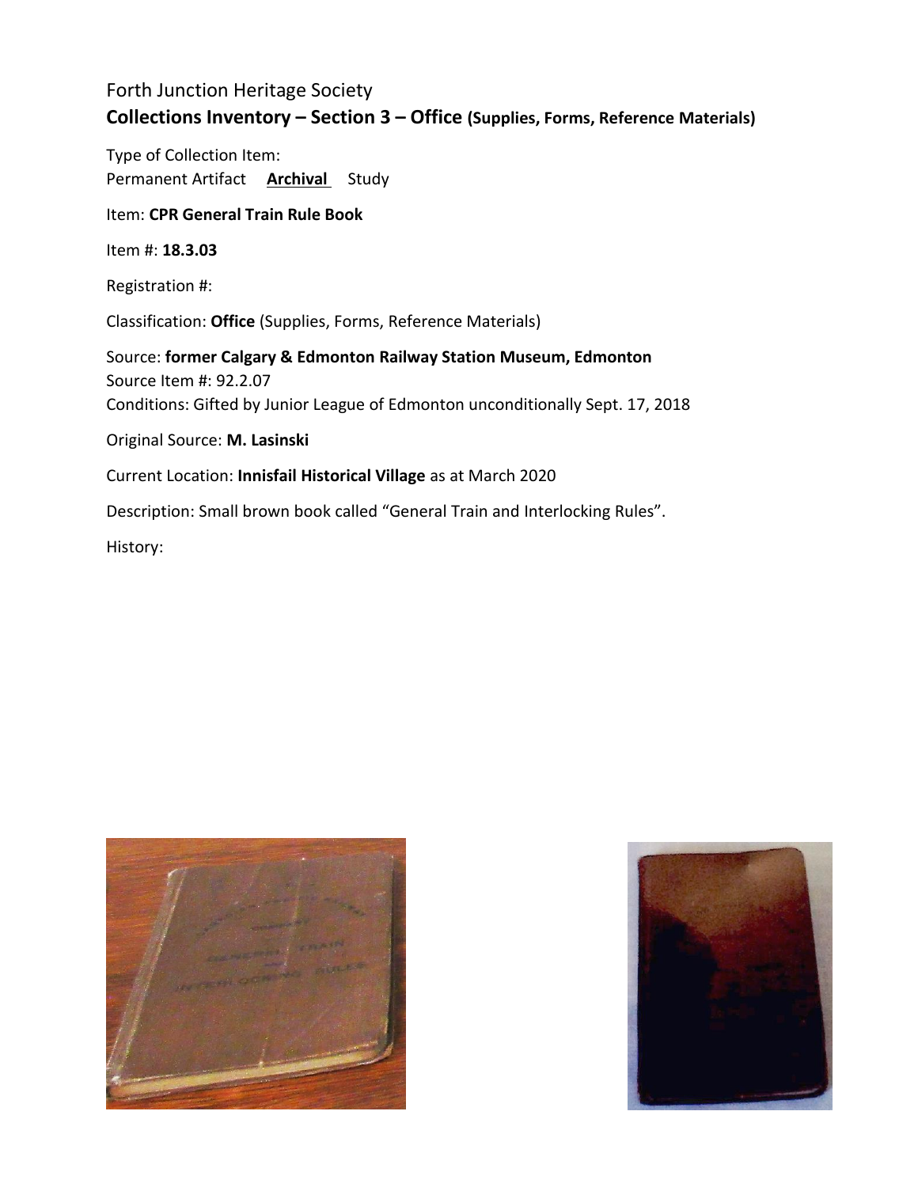Forth Junction Heritage Society

**Collections Inventory – Section 3 – Office (Supplies, Forms, Reference Materials)**

Type of Collection Item:

Permanent Artifact **Archival** Study

Item: **CPR General Train Rule Book**

Item #: **18.3.03**

Registration #:

Classification: **Office** (Supplies, Forms, Reference Materials)

Source: **former Calgary & Edmonton Railway Station Museum, Edmonton**

Source Item #: 92.2.07

Conditions: Gifted by Junior League of Edmonton unconditionally Sept. 17, 2018

Original Source: **M. Lasinski**

Current Location: **Innisfail Historical Village** as at March 2020

Description: Small brown book called "General Train and Interlocking Rules".

History: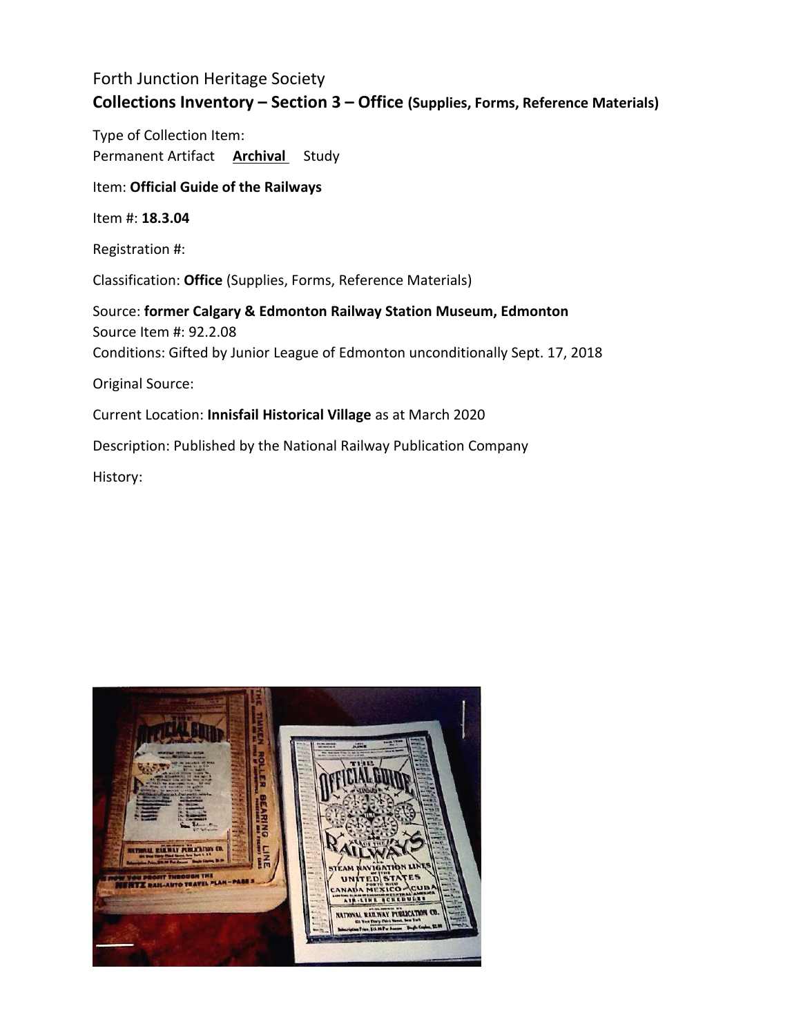Forth Junction Heritage Society

**Collections Inventory – Section 3 – Office (Supplies, Forms, Reference Materials)**

Type of Collection Item:
Permanent Artifact **Archival** Study

Item: **Official Guide of the Railways**

Item #: **18.3.04**

Registration #:

Classification: **Office** (Supplies, Forms, Reference Materials)

Source: **former Calgary & Edmonton Railway Station Museum, Edmonton**
Source Item #: 92.2.08
Conditions: Gifted by Junior League of Edmonton unconditionally Sept. 17, 2018

Original Source:

Current Location: **Innisfail Historical Village** as at March 2020

Description: Published by the National Railway Publication Company

History: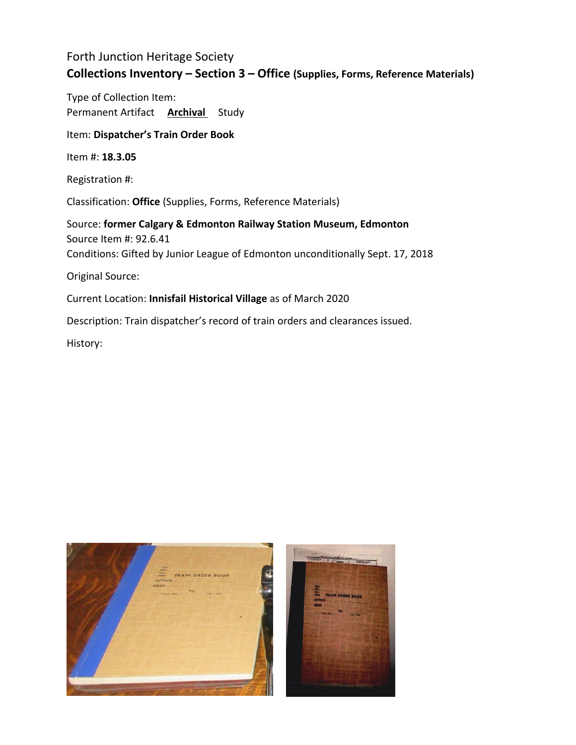Forth Junction Heritage Society

## Collections Inventory – Section 3 – Office (Supplies, Forms, Reference Materials)

Type of Collection Item:
Permanent Artifact **Archival** Study

Item: **Dispatcher's Train Order Book**

Item #: **18.3.05**

Registration #:

Classification: **Office** (Supplies, Forms, Reference Materials)

Source: **former Calgary & Edmonton Railway Station Museum, Edmonton**
Source Item #: 92.6.41
Conditions: Gifted by Junior League of Edmonton unconditionally Sept. 17, 2018

Original Source:

Current Location: **Innisfail Historical Village** as of March 2020

Description: Train dispatcher's record of train orders and clearances issued.

History: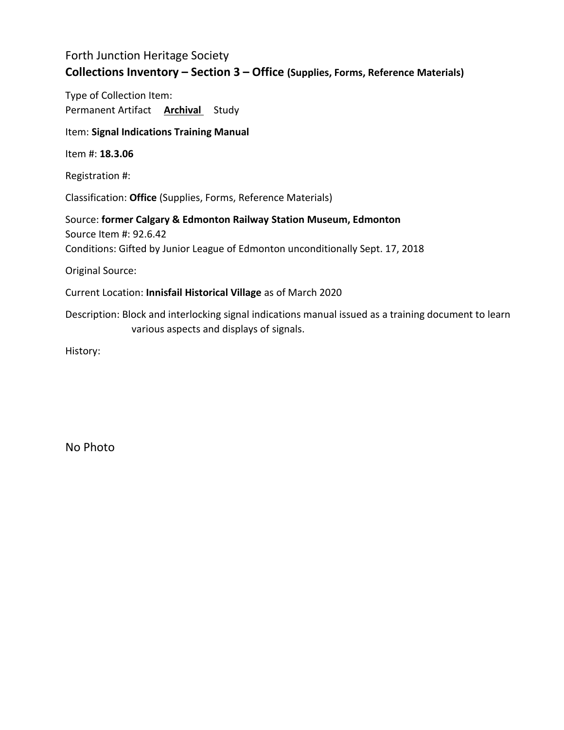Forth Junction Heritage Society

**Collections Inventory – Section 3 – Office (Supplies, Forms, Reference Materials)**

Type of Collection Item:
Permanent Artifact **<u>Archival</u>** Study

Item: **Signal Indications Training Manual**

Item #: **18.3.06**

Registration #:

Classification: **Office** (Supplies, Forms, Reference Materials)

Source: **former Calgary & Edmonton Railway Station Museum, Edmonton**
Source Item #: 92.6.42
Conditions: Gifted by Junior League of Edmonton unconditionally Sept. 17, 2018

Original Source:

Current Location: **Innisfail Historical Village** as of March 2020

Description: Block and interlocking signal indications manual issued as a training document to learn various aspects and displays of signals.

History:

No Photo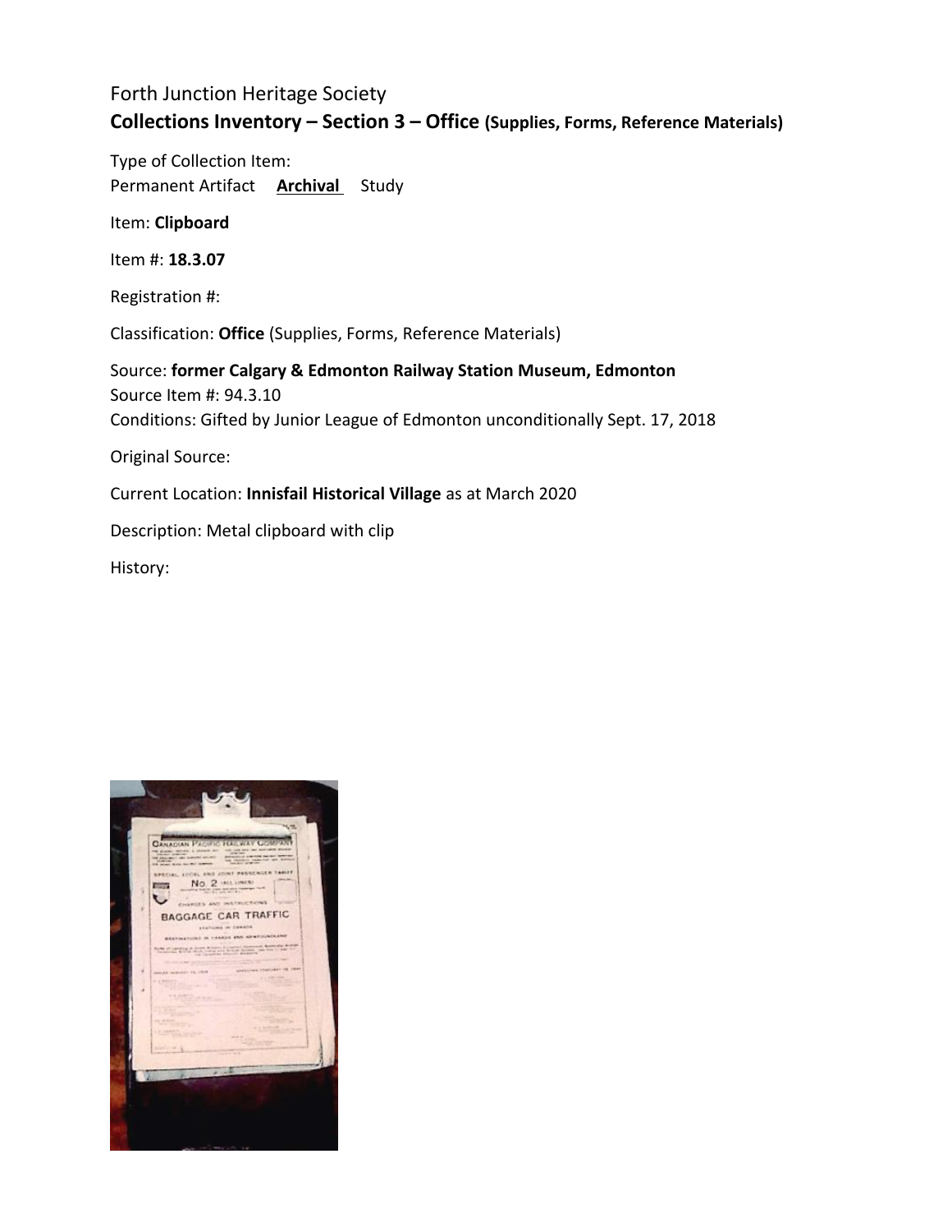Forth Junction Heritage Society

**Collections Inventory – Section 3 – Office (Supplies, Forms, Reference Materials)**

Type of Collection Item:

Permanent Artifact **Archival** Study

Item: **Clipboard**

Item #: **18.3.07**

Registration #:

Classification: **Office** (Supplies, Forms, Reference Materials)

Source: **former Calgary & Edmonton Railway Station Museum, Edmonton**

Source Item #: 94.3.10

Conditions: Gifted by Junior League of Edmonton unconditionally Sept. 17, 2018

Original Source:

Current Location: **Innisfail Historical Village** as at March 2020

Description: Metal clipboard with clip

History: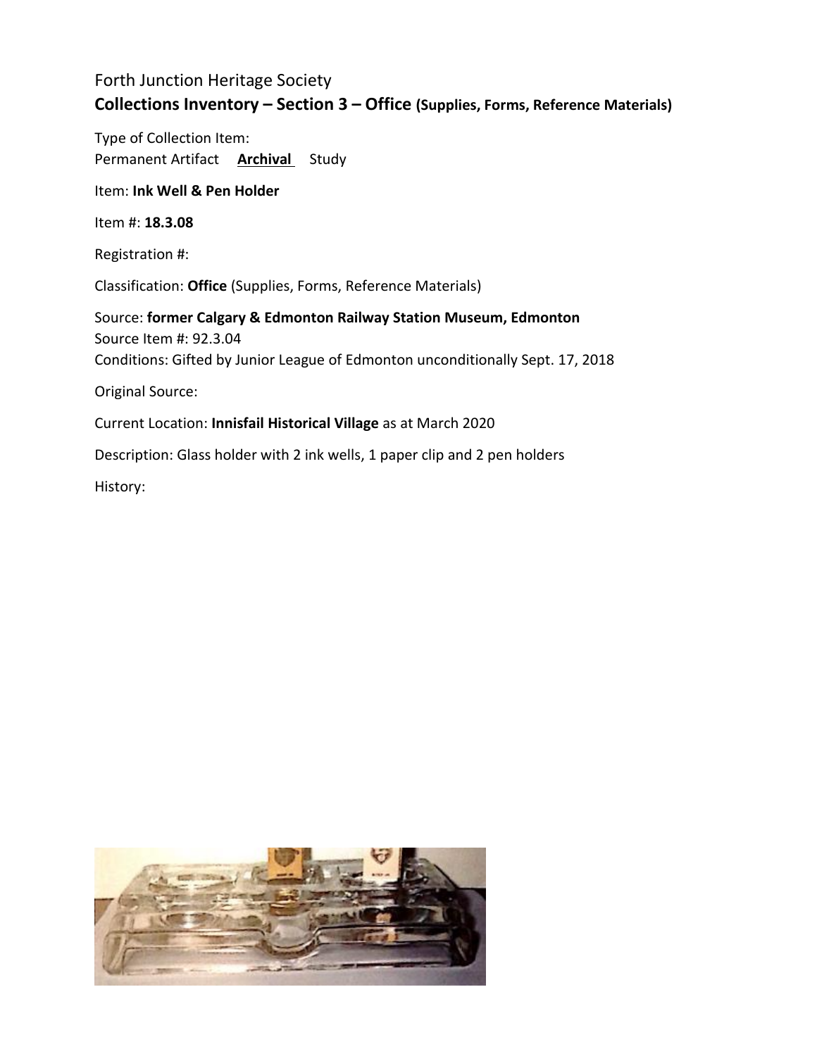Forth Junction Heritage Society

**Collections Inventory – Section 3 – Office (Supplies, Forms, Reference Materials)**

Type of Collection Item:

Permanent Artifact **Archival** Study

Item: **Ink Well & Pen Holder**

Item #: **18.3.08**

Registration #:

Classification: **Office** (Supplies, Forms, Reference Materials)

Source: **former Calgary & Edmonton Railway Station Museum, Edmonton**

Source Item #: 92.3.04

Conditions: Gifted by Junior League of Edmonton unconditionally Sept. 17, 2018

Original Source:

Current Location: **Innisfail Historical Village** as at March 2020

Description: Glass holder with 2 ink wells, 1 paper clip and 2 pen holders

History: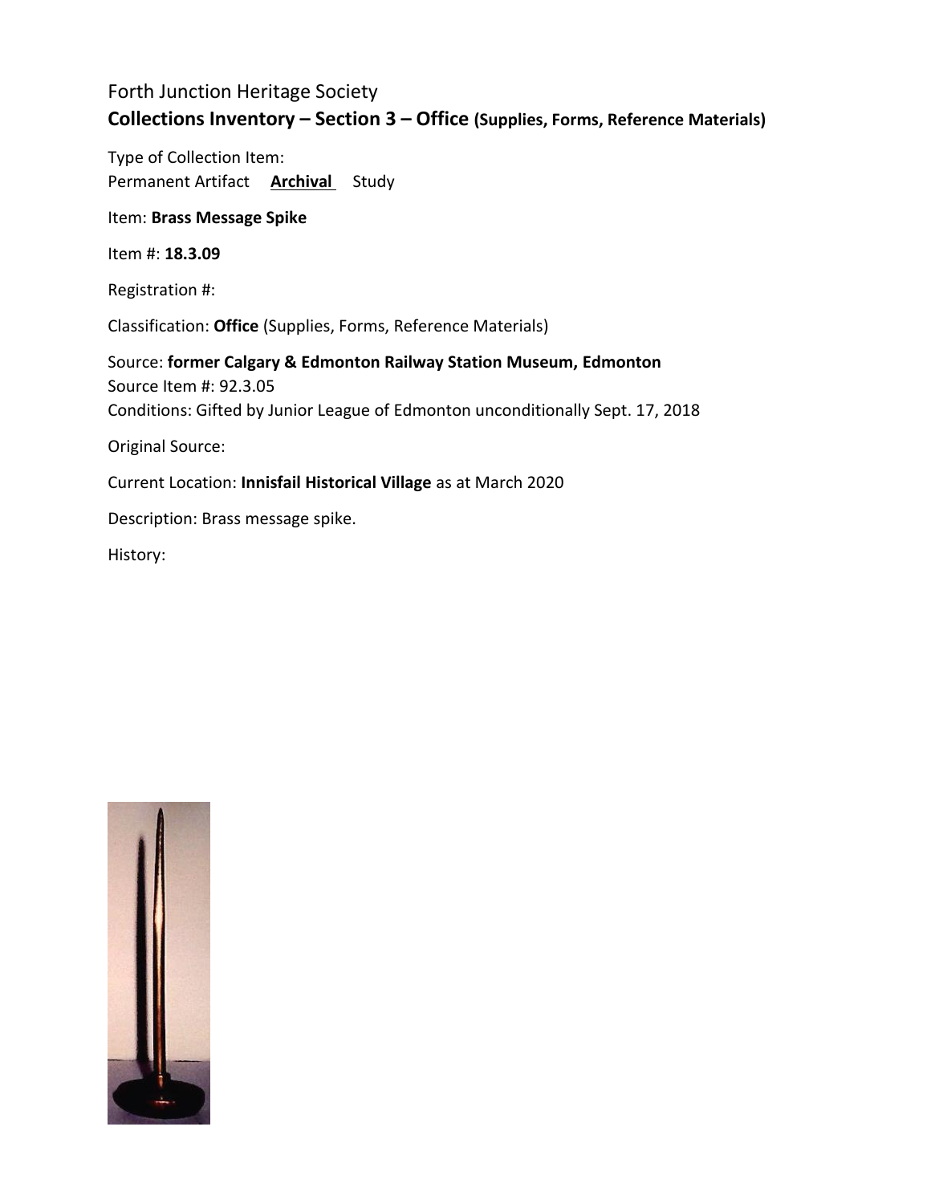Forth Junction Heritage Society

**Collections Inventory – Section 3 – Office (Supplies, Forms, Reference Materials)**

Type of Collection Item:
Permanent Artifact **Archival** Study

Item: **Brass Message Spike**

Item #: **18.3.09**

Registration #:

Classification: **Office** (Supplies, Forms, Reference Materials)

Source: **former Calgary & Edmonton Railway Station Museum, Edmonton**
Source Item #: 92.3.05
Conditions: Gifted by Junior League of Edmonton unconditionally Sept. 17, 2018

Original Source:

Current Location: **Innisfail Historical Village** as at March 2020

Description: Brass message spike.

History: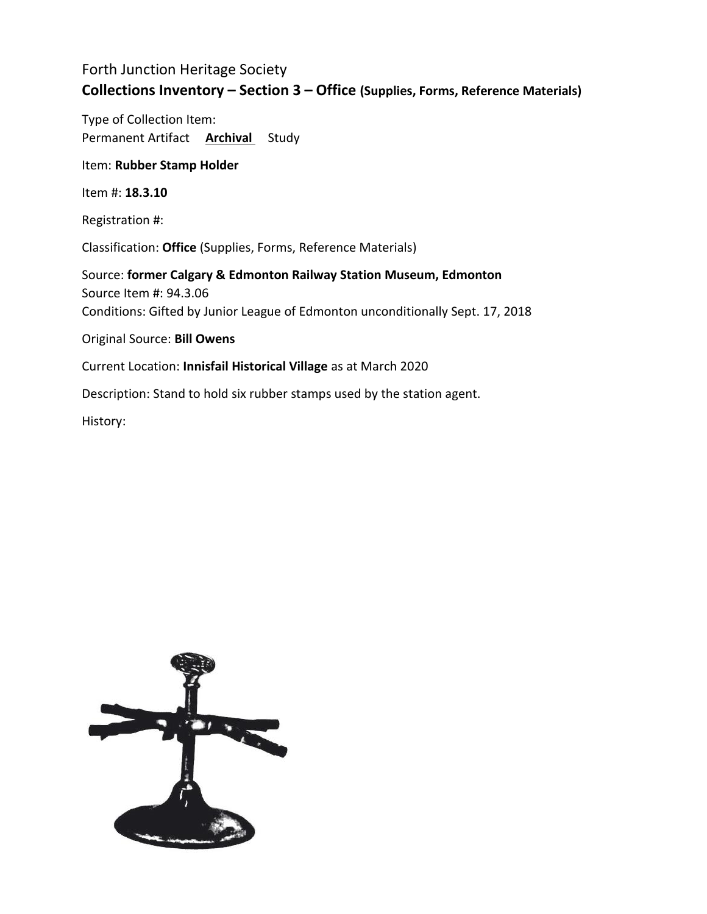Forth Junction Heritage Society

**Collections Inventory – Section 3 – Office (Supplies, Forms, Reference Materials)**

Type of Collection Item:

Permanent Artifact **Archival** Study

Item: **Rubber Stamp Holder**

Item #: **18.3.10**

Registration #:

Classification: **Office** (Supplies, Forms, Reference Materials)

Source: **former Calgary & Edmonton Railway Station Museum, Edmonton**

Source Item #: 94.3.06

Conditions: Gifted by Junior League of Edmonton unconditionally Sept. 17, 2018

Original Source: **Bill Owens**

Current Location: **Innisfail Historical Village** as at March 2020

Description: Stand to hold six rubber stamps used by the station agent.

History: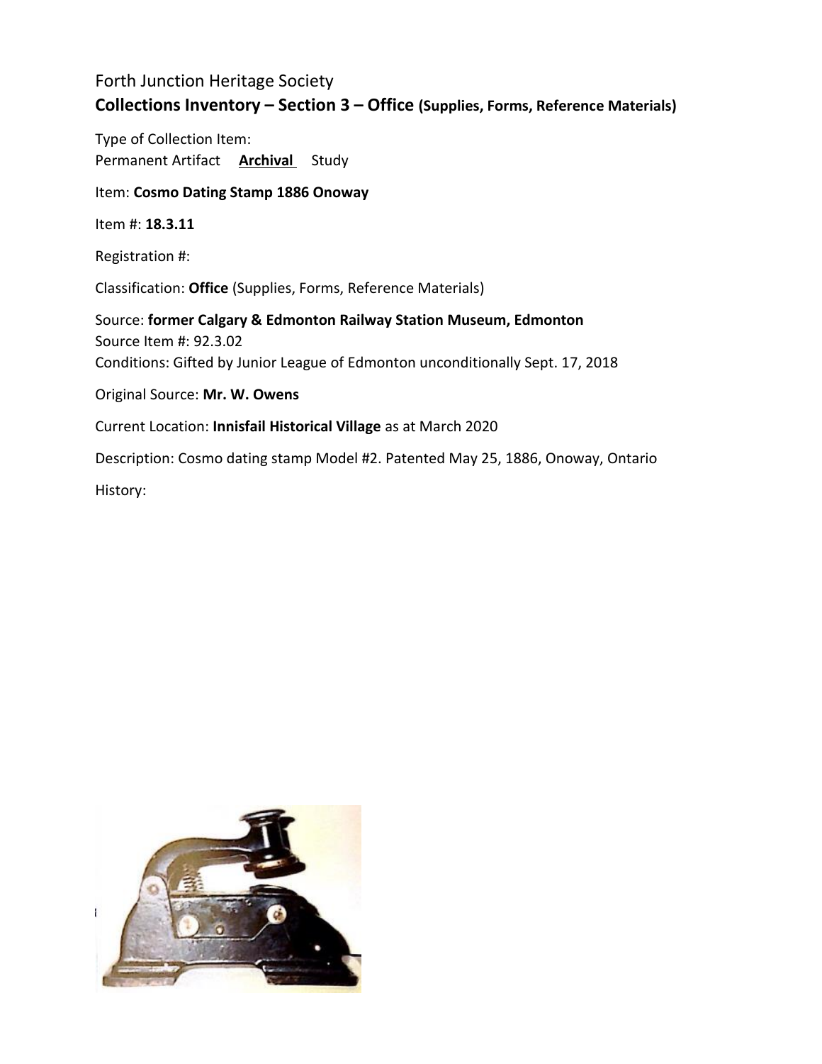Forth Junction Heritage Society

**Collections Inventory – Section 3 – Office (Supplies, Forms, Reference Materials)**

Type of Collection Item:
Permanent Artifact **Archival** Study

Item: **Cosmo Dating Stamp 1886 Onoway**

Item #: **18.3.11**

Registration #:

Classification: **Office** (Supplies, Forms, Reference Materials)

Source: **former Calgary & Edmonton Railway Station Museum, Edmonton**
Source Item #: 92.3.02
Conditions: Gifted by Junior League of Edmonton unconditionally Sept. 17, 2018

Original Source: **Mr. W. Owens**

Current Location: **Innisfail Historical Village** as at March 2020

Description: Cosmo dating stamp Model #2. Patented May 25, 1886, Onoway, Ontario

History: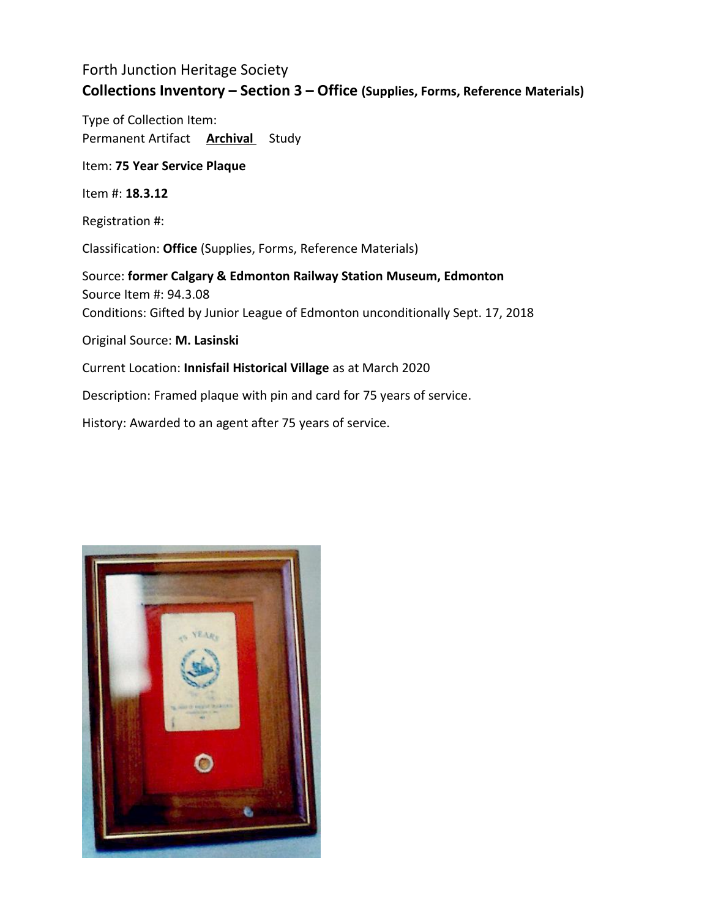Forth Junction Heritage Society

**Collections Inventory – Section 3 – Office (Supplies, Forms, Reference Materials)**

Type of Collection Item:
Permanent Artifact **Archival** Study

Item: **75 Year Service Plaque**

Item #: **18.3.12**

Registration #:

Classification: **Office** (Supplies, Forms, Reference Materials)

Source: **former Calgary & Edmonton Railway Station Museum, Edmonton**
Source Item #: 94.3.08
Conditions: Gifted by Junior League of Edmonton unconditionally Sept. 17, 2018

Original Source: **M. Lasinski**

Current Location: **Innisfail Historical Village** as at March 2020

Description: Framed plaque with pin and card for 75 years of service.

History: Awarded to an agent after 75 years of service.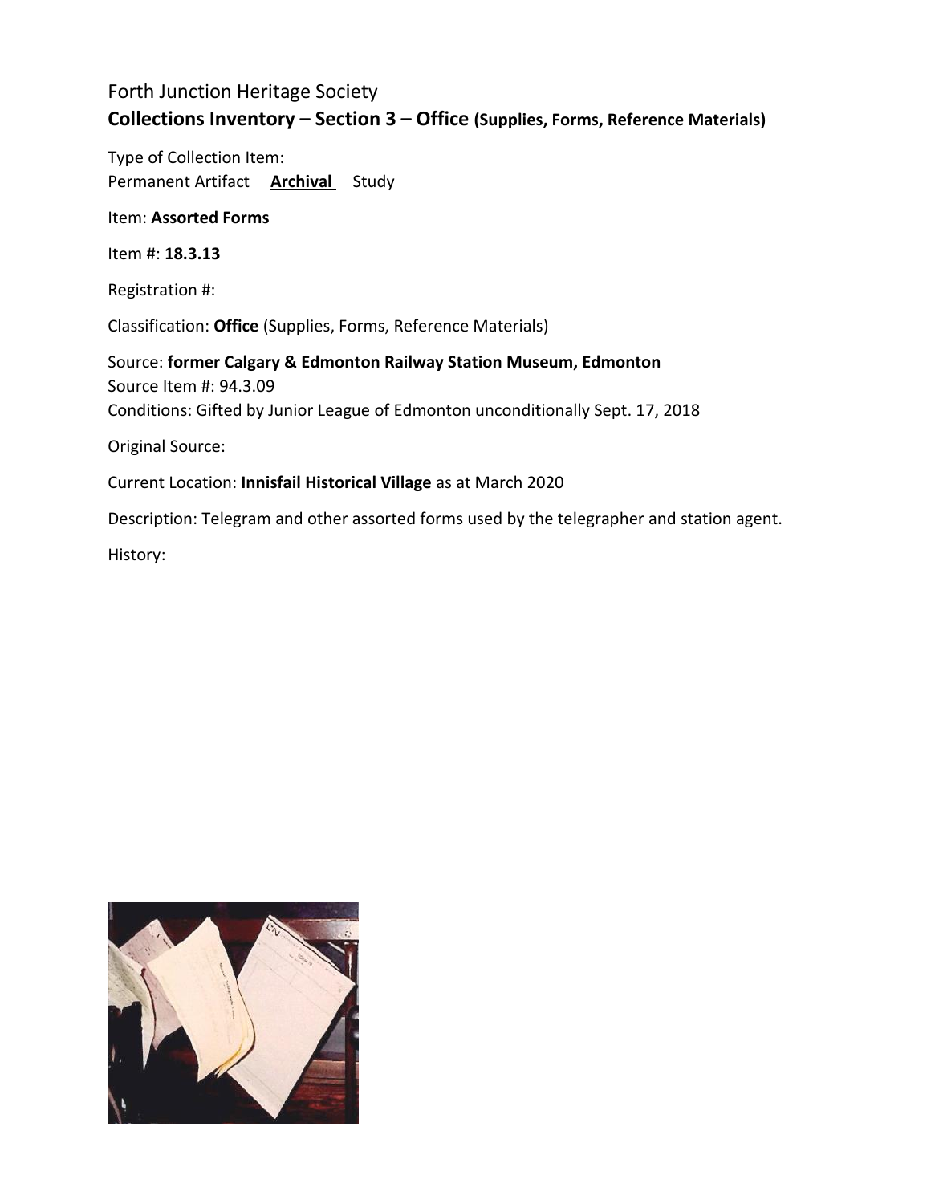Forth Junction Heritage Society

**Collections Inventory – Section 3 – Office (Supplies, Forms, Reference Materials)**

Type of Collection Item:
Permanent Artifact **Archival** Study

Item: **Assorted Forms**

Item #: **18.3.13**

Registration #:

Classification: **Office** (Supplies, Forms, Reference Materials)

Source: **former Calgary & Edmonton Railway Station Museum, Edmonton**
Source Item #: 94.3.09
Conditions: Gifted by Junior League of Edmonton unconditionally Sept. 17, 2018

Original Source:

Current Location: **Innisfail Historical Village** as at March 2020

Description: Telegram and other assorted forms used by the telegrapher and station agent.

History: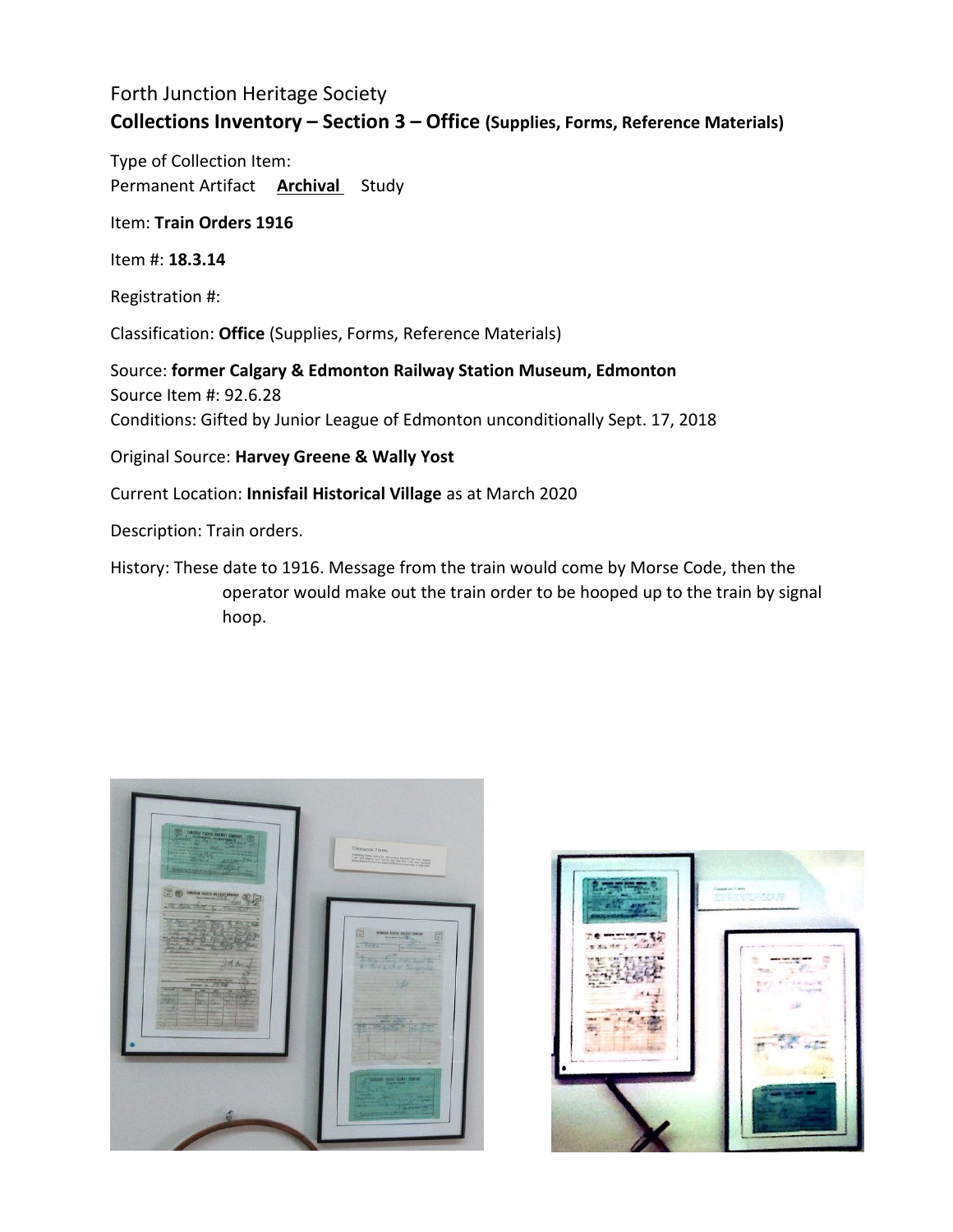Forth Junction Heritage Society

**Collections Inventory – Section 3 – Office (Supplies, Forms, Reference Materials)**

Type of Collection Item:
Permanent Artifact **Archival** Study

Item: **Train Orders 1916**

Item #: **18.3.14**

Registration #:

Classification: **Office** (Supplies, Forms, Reference Materials)

Source: **former Calgary & Edmonton Railway Station Museum, Edmonton**
Source Item #: 92.6.28
Conditions: Gifted by Junior League of Edmonton unconditionally Sept. 17, 2018

Original Source: **Harvey Greene & Wally Yost**

Current Location: **Innisfail Historical Village** as at March 2020

Description: Train orders.

History: These date to 1916. Message from the train would come by Morse Code, then the operator would make out the train order to be hooped up to the train by signal hoop.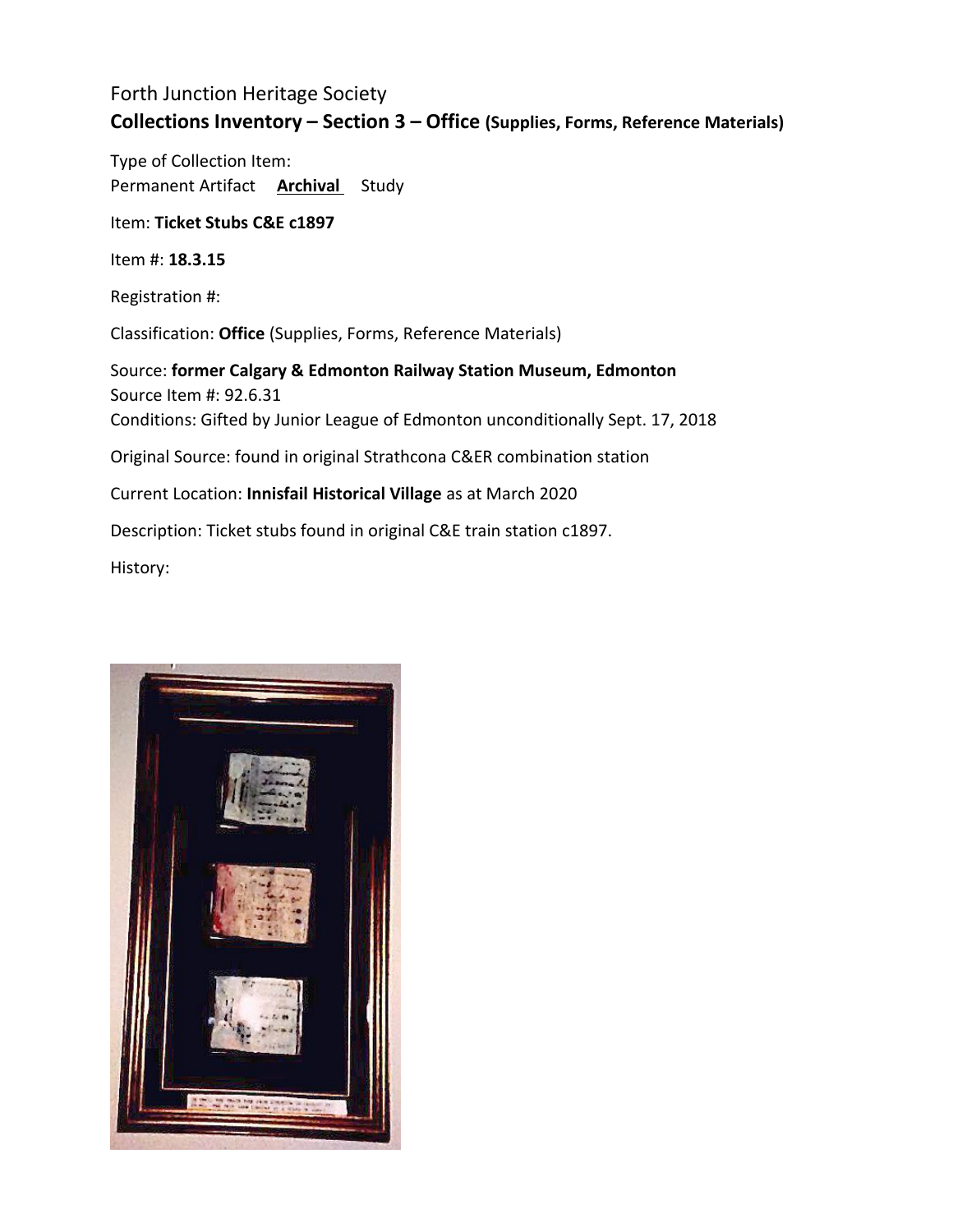Forth Junction Heritage Society

**Collections Inventory – Section 3 – Office (Supplies, Forms, Reference Materials)**

Type of Collection Item:
Permanent Artifact **Archival** Study

Item: **Ticket Stubs C&E c1897**

Item #: **18.3.15**

Registration #:

Classification: **Office** (Supplies, Forms, Reference Materials)

Source: **former Calgary & Edmonton Railway Station Museum, Edmonton**
Source Item #: 92.6.31
Conditions: Gifted by Junior League of Edmonton unconditionally Sept. 17, 2018

Original Source: found in original Strathcona C&ER combination station

Current Location: **Innisfail Historical Village** as at March 2020

Description: Ticket stubs found in original C&E train station c1897.

History: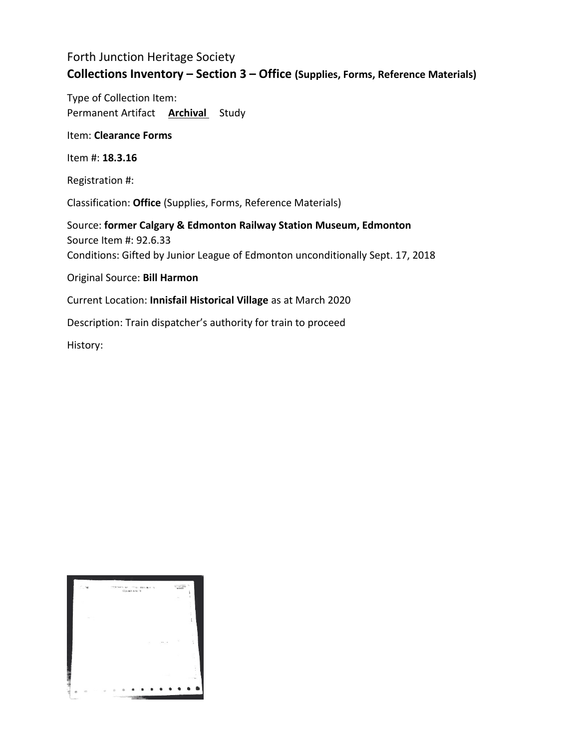Forth Junction Heritage Society

**Collections Inventory – Section 3 – Office (Supplies, Forms, Reference Materials)**

Type of Collection Item:
Permanent Artifact **Archival** Study

Item: **Clearance Forms**

Item #: **18.3.16**

Registration #:

Classification: **Office** (Supplies, Forms, Reference Materials)

Source: **former Calgary & Edmonton Railway Station Museum, Edmonton**
Source Item #: 92.6.33
Conditions: Gifted by Junior League of Edmonton unconditionally Sept. 17, 2018

Original Source: **Bill Harmon**

Current Location: **Innisfail Historical Village** as at March 2020

Description: Train dispatcher's authority for train to proceed

History: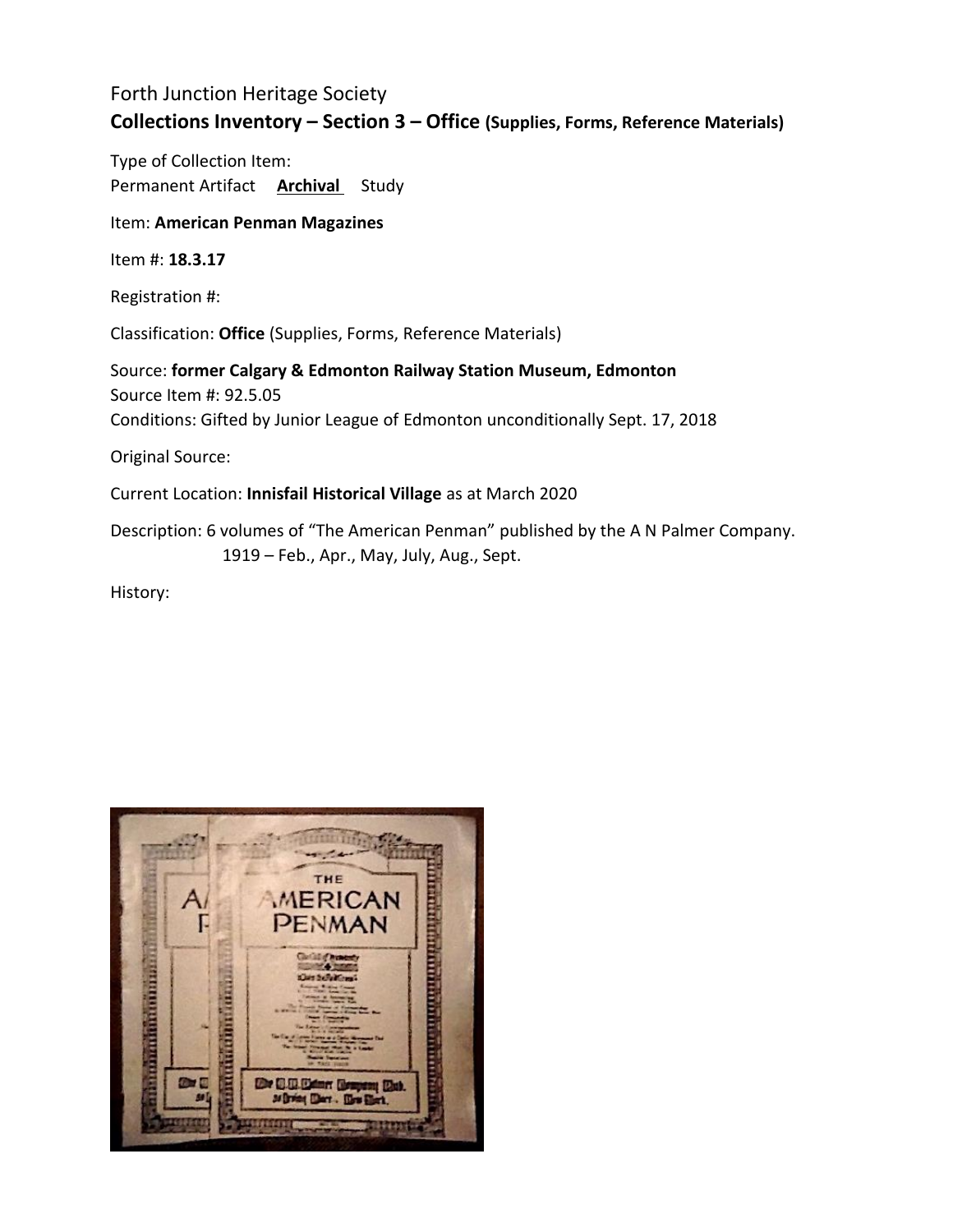Forth Junction Heritage Society

**Collections Inventory – Section 3 – Office (Supplies, Forms, Reference Materials)**

Type of Collection Item:
Permanent Artifact **Archival** Study

Item: **American Penman Magazines**

Item #: **18.3.17**

Registration #:

Classification: **Office** (Supplies, Forms, Reference Materials)

Source: **former Calgary & Edmonton Railway Station Museum, Edmonton**
Source Item #: 92.5.05
Conditions: Gifted by Junior League of Edmonton unconditionally Sept. 17, 2018

Original Source:

Current Location: **Innisfail Historical Village** as at March 2020

Description: 6 volumes of "The American Penman" published by the A N Palmer Company.
1919 – Feb., Apr., May, July, Aug., Sept.

History: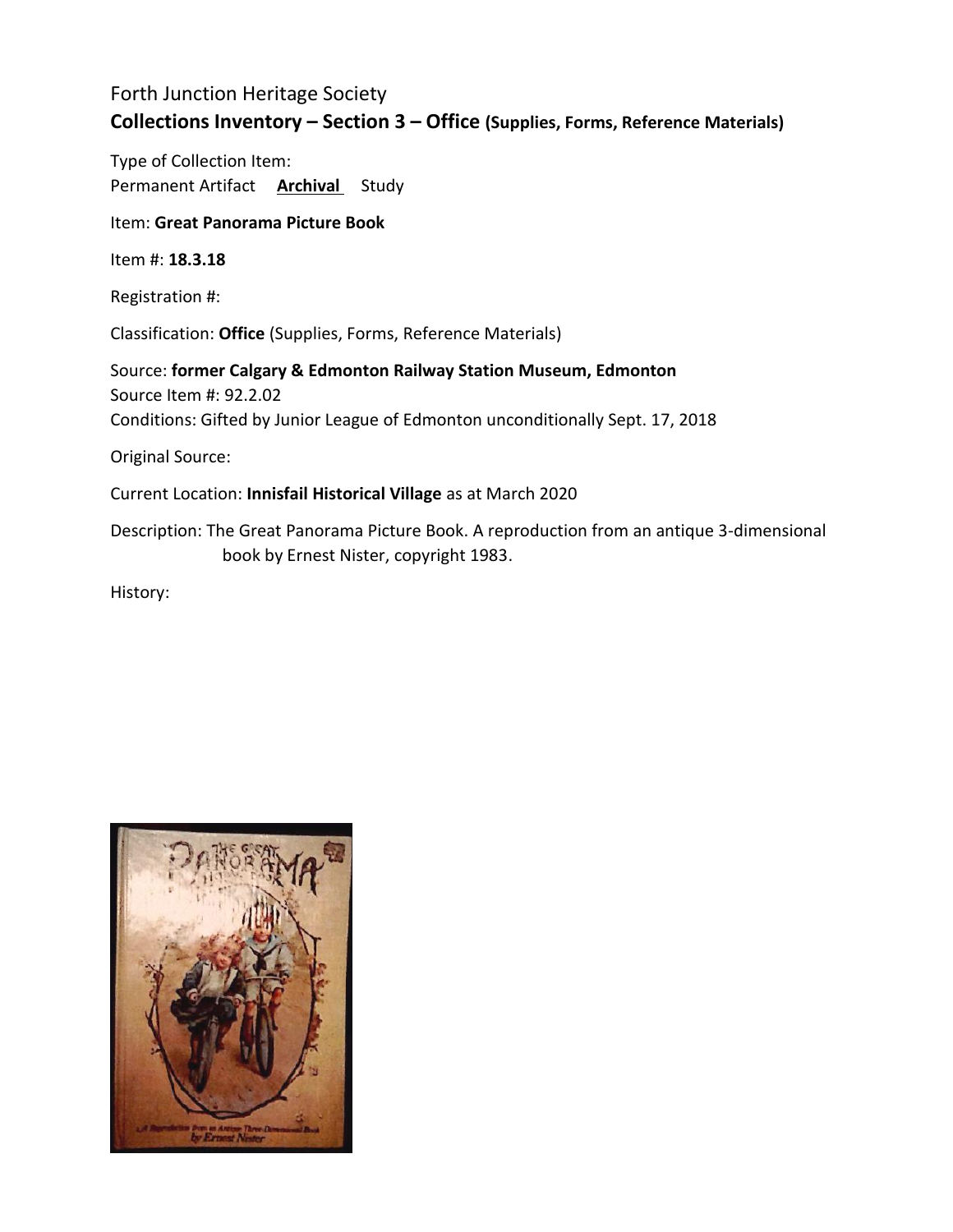Forth Junction Heritage Society

**Collections Inventory – Section 3 – Office (Supplies, Forms, Reference Materials)**

Type of Collection Item:
Permanent Artifact **Archival** Study

Item: **Great Panorama Picture Book**

Item #: **18.3.18**

Registration #:

Classification: **Office** (Supplies, Forms, Reference Materials)

Source: **former Calgary & Edmonton Railway Station Museum, Edmonton**
Source Item #: 92.2.02
Conditions: Gifted by Junior League of Edmonton unconditionally Sept. 17, 2018

Original Source:

Current Location: **Innisfail Historical Village** as at March 2020

Description: The Great Panorama Picture Book. A reproduction from an antique 3-dimensional book by Ernest Nister, copyright 1983.

History: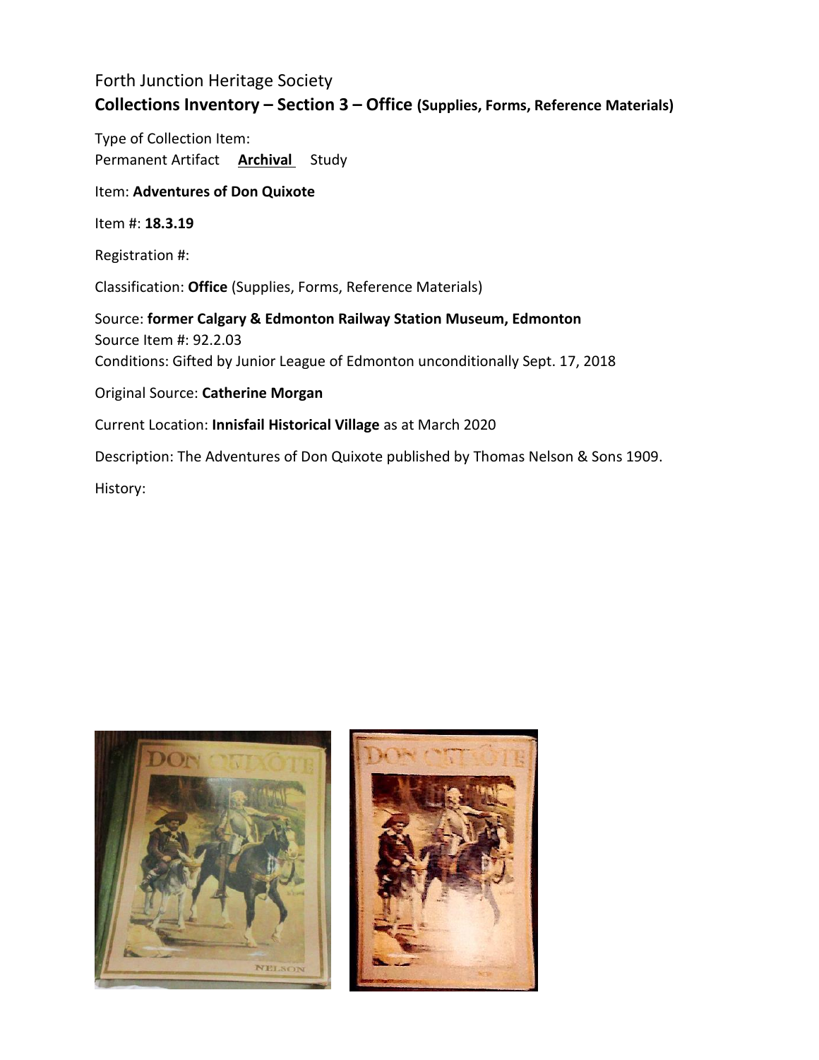Forth Junction Heritage Society

**Collections Inventory – Section 3 – Office (Supplies, Forms, Reference Materials)**

Type of Collection Item:
Permanent Artifact **Archival** Study

Item: **Adventures of Don Quixote**

Item #: **18.3.19**

Registration #:

Classification: **Office** (Supplies, Forms, Reference Materials)

Source: **former Calgary & Edmonton Railway Station Museum, Edmonton**
Source Item #: 92.2.03
Conditions: Gifted by Junior League of Edmonton unconditionally Sept. 17, 2018

Original Source: **Catherine Morgan**

Current Location: **Innisfail Historical Village** as at March 2020

Description: The Adventures of Don Quixote published by Thomas Nelson & Sons 1909.

History: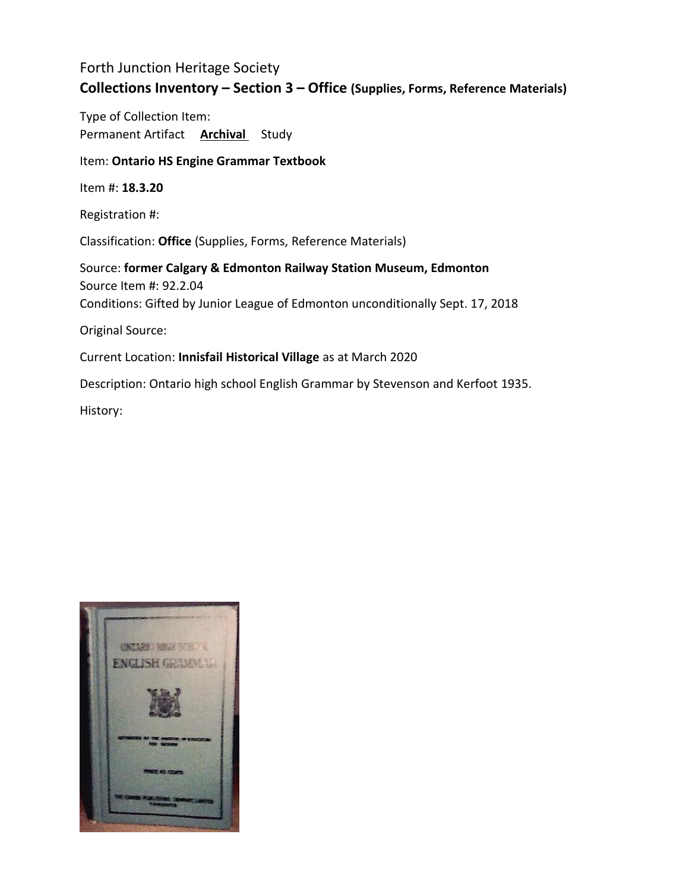Forth Junction Heritage Society

**Collections Inventory – Section 3 – Office (Supplies, Forms, Reference Materials)**

Type of Collection Item:
Permanent Artifact **Archival** Study

Item: **Ontario HS Engine Grammar Textbook**

Item #: **18.3.20**

Registration #:

Classification: **Office** (Supplies, Forms, Reference Materials)

Source: **former Calgary & Edmonton Railway Station Museum, Edmonton**
Source Item #: 92.2.04
Conditions: Gifted by Junior League of Edmonton unconditionally Sept. 17, 2018

Original Source:

Current Location: **Innisfail Historical Village** as at March 2020

Description: Ontario high school English Grammar by Stevenson and Kerfoot 1935.

History: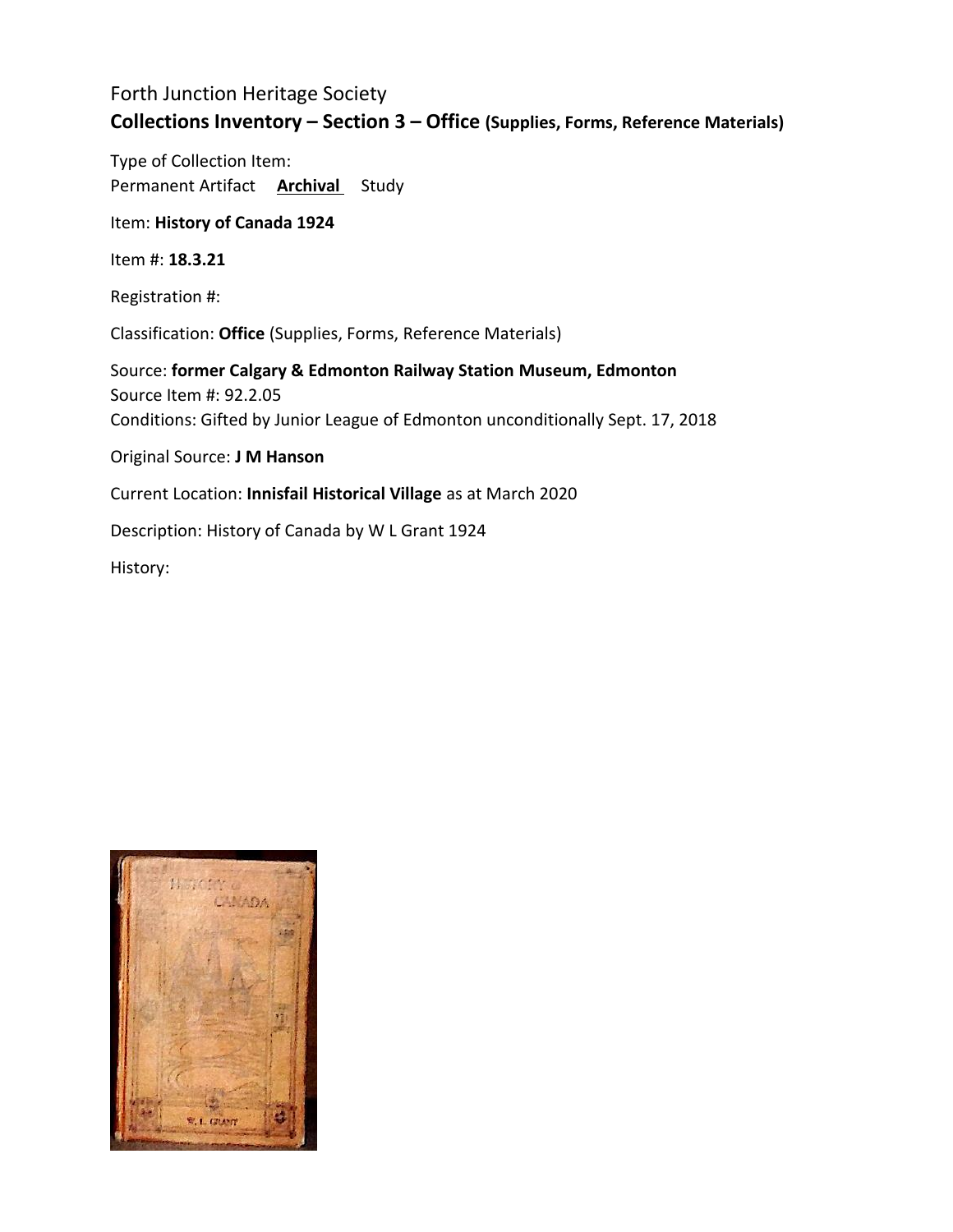Forth Junction Heritage Society

**Collections Inventory – Section 3 – Office (Supplies, Forms, Reference Materials)**

Type of Collection Item:
Permanent Artifact **Archival** Study

Item: **History of Canada 1924**

Item #: **18.3.21**

Registration #:

Classification: **Office** (Supplies, Forms, Reference Materials)

Source: **former Calgary & Edmonton Railway Station Museum, Edmonton**
Source Item #: 92.2.05
Conditions: Gifted by Junior League of Edmonton unconditionally Sept. 17, 2018

Original Source: **J M Hanson**

Current Location: **Innisfail Historical Village** as at March 2020

Description: History of Canada by W L Grant 1924

History: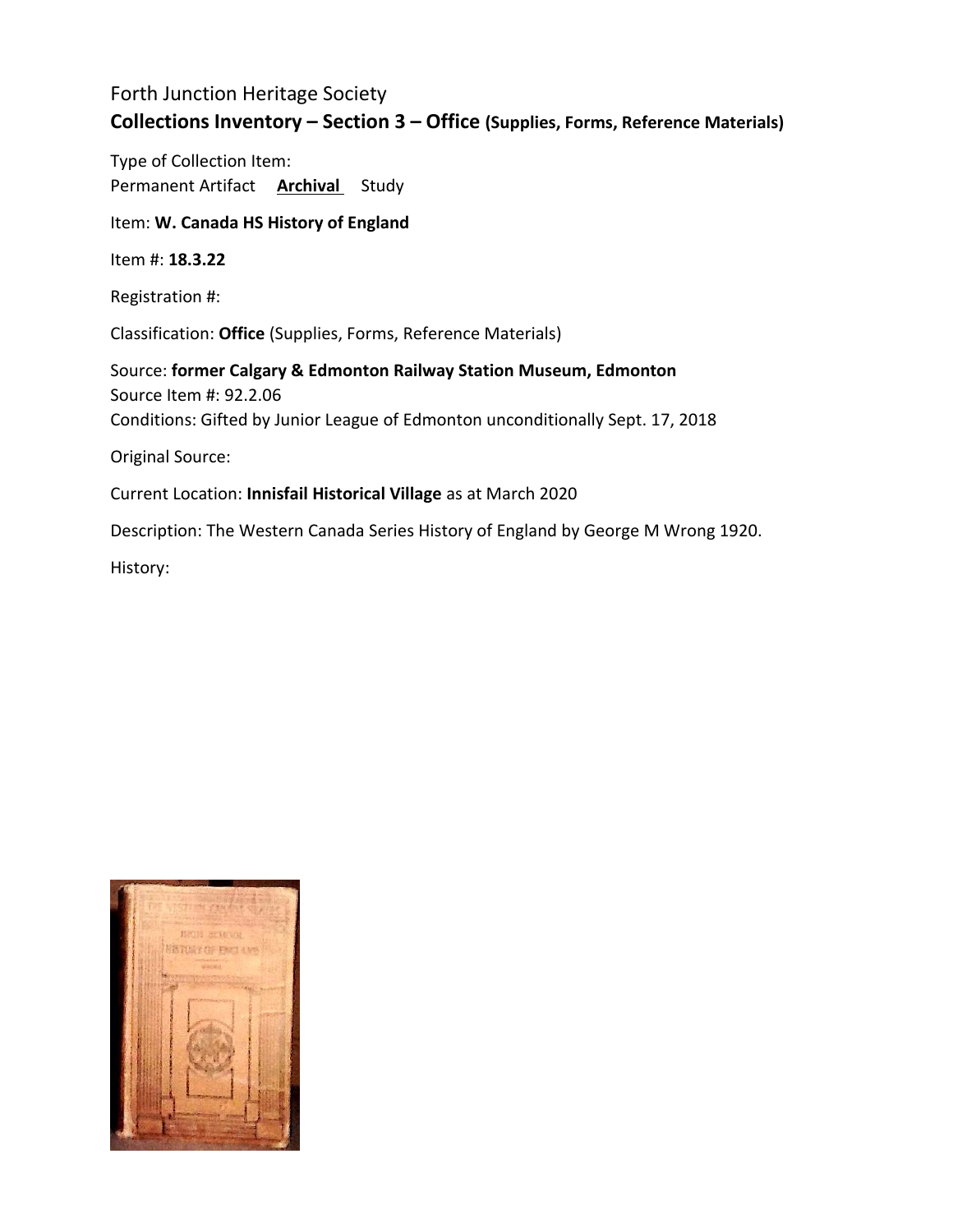Forth Junction Heritage Society

**Collections Inventory – Section 3 – Office (Supplies, Forms, Reference Materials)**

Type of Collection Item:
Permanent Artifact **Archival** Study

Item: **W. Canada HS History of England**

Item #: **18.3.22**

Registration #:

Classification: **Office** (Supplies, Forms, Reference Materials)

Source: **former Calgary & Edmonton Railway Station Museum, Edmonton**
Source Item #: 92.2.06
Conditions: Gifted by Junior League of Edmonton unconditionally Sept. 17, 2018

Original Source:

Current Location: **Innisfail Historical Village** as at March 2020

Description: The Western Canada Series History of England by George M Wrong 1920.

History: